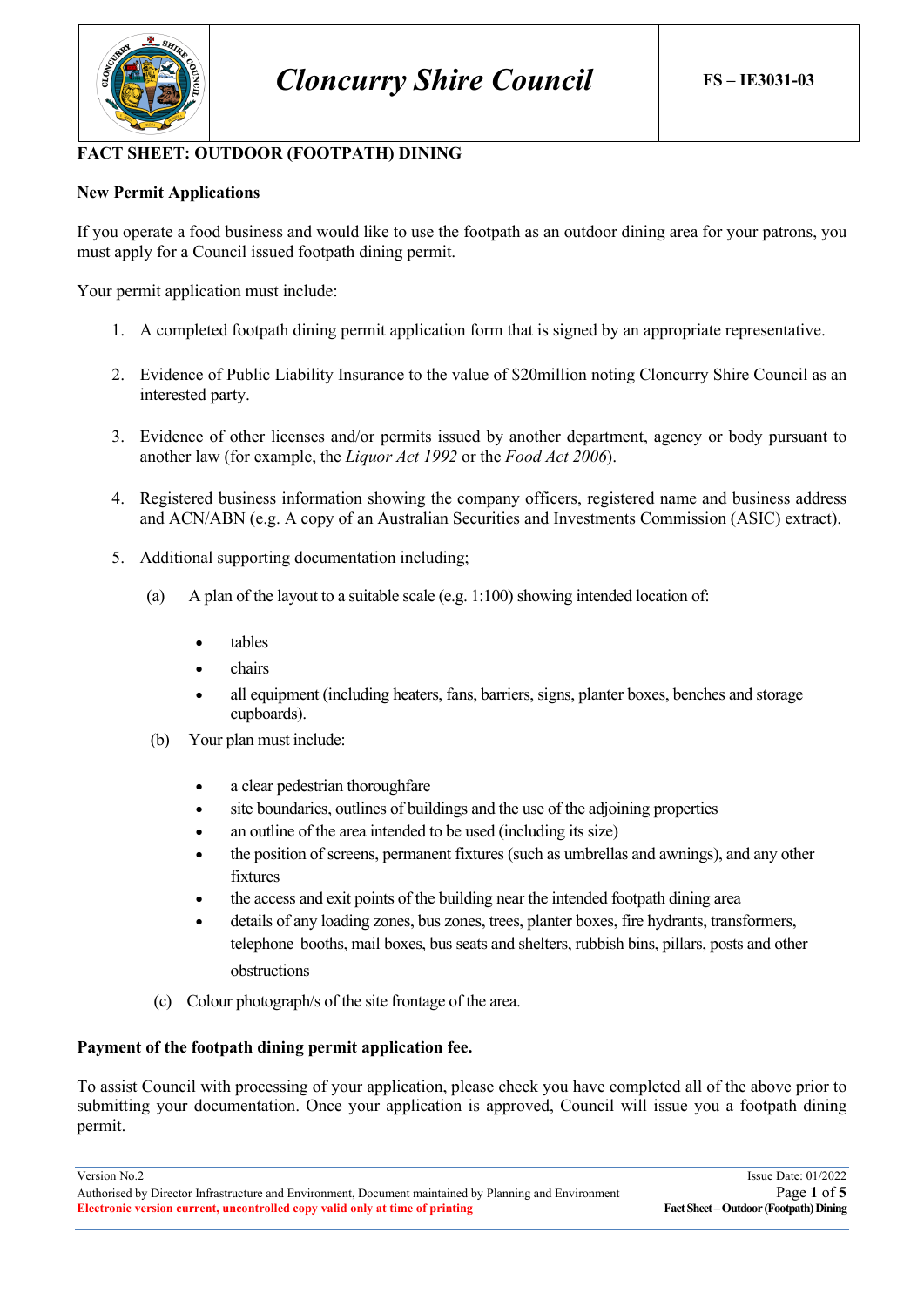| | Cloncurry Shire Council | FS – 1E3031-03 |
|---|---|---|

# FACT SHEET: OUTDOOR (FOOTPATH) DINING

## New Permit Applications

If you operate a food business and would like to use the footpath as an outdoor dining area for your patrons, you must apply for a Council issued footpath dining permit.

Your permit application must include:

1. A completed footpath dining permit application form that is signed by an appropriate representative.

2. Evidence of Public Liability Insurance to the value of $20million noting Cloncurry Shire Council as an interested party.

3. Evidence of other licenses and/or permits issued by another department, agency or body pursuant to another law (for example, the *Liquor Act 1992* or the *Food Act 2006*).

4. Registered business information showing the company officers, registered name and business address and ACN/ABN (e.g. A copy of an Australian Securities and Investments Commission (ASIC) extract).

5. Additional supporting documentation including;

   (a) A plan of the layout to a suitable scale (e.g. 1:100) showing intended location of:

   - tables
   - chairs
   - all equipment (including heaters, fans, barriers, signs, planter boxes, benches and storage cupboards).

   (b) Your plan must include:

   - a clear pedestrian thoroughfare
   - site boundaries, outlines of buildings and the use of the adjoining properties
   - an outline of the area intended to be used (including its size)
   - the position of screens, permanent fixtures (such as umbrellas and awnings), and any other fixtures
   - the access and exit points of the building near the intended footpath dining area
   - details of any loading zones, bus zones, trees, planter boxes, fire hydrants, transformers, telephone booths, mail boxes, bus seats and shelters, rubbish bins, pillars, posts and other obstructions

   (c) Colour photograph/s of the site frontage of the area.

## Payment of the footpath dining permit application fee.

To assist Council with processing of your application, please check you have completed all of the above prior to submitting your documentation. Once your application is approved, Council will issue you a footpath dining permit.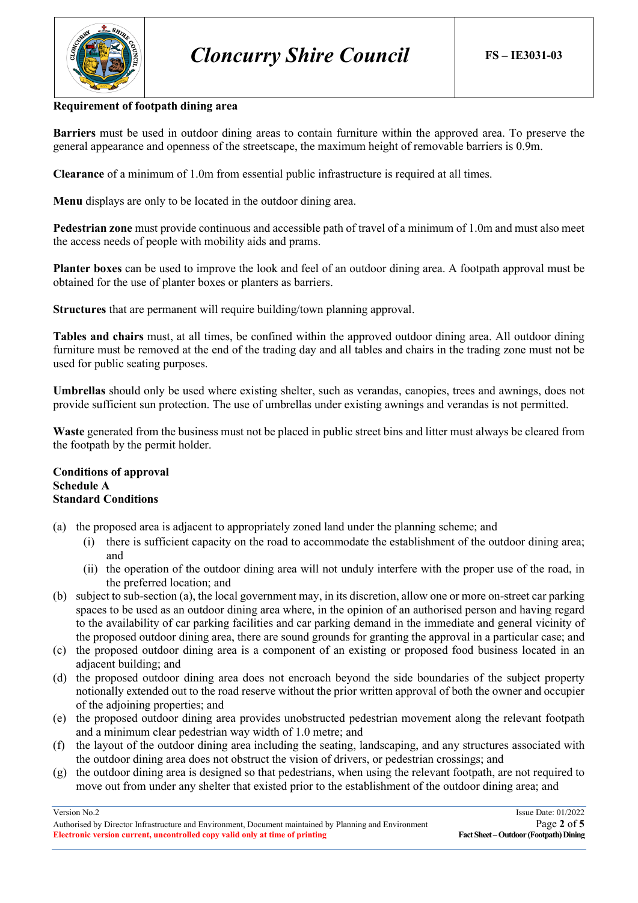**Requirement of footpath dining area**

**Barriers** must be used in outdoor dining areas to contain furniture within the approved area. To preserve the general appearance and openness of the streetscape, the maximum height of removable barriers is 0.9m.

**Clearance** of a minimum of 1.0m from essential public infrastructure is required at all times.

**Menu** displays are only to be located in the outdoor dining area.

**Pedestrian zone** must provide continuous and accessible path of travel of a minimum of 1.0m and must also meet the access needs of people with mobility aids and prams.

**Planter boxes** can be used to improve the look and feel of an outdoor dining area. A footpath approval must be obtained for the use of planter boxes or planters as barriers.

**Structures** that are permanent will require building/town planning approval.

**Tables and chairs** must, at all times, be confined within the approved outdoor dining area. All outdoor dining furniture must be removed at the end of the trading day and all tables and chairs in the trading zone must not be used for public seating purposes.

**Umbrellas** should only be used where existing shelter, such as verandas, canopies, trees and awnings, does not provide sufficient sun protection. The use of umbrellas under existing awnings and verandas is not permitted.

**Waste** generated from the business must not be placed in public street bins and litter must always be cleared from the footpath by the permit holder.

**Conditions of approval**
**Schedule A**
**Standard Conditions**

(a) the proposed area is adjacent to appropriately zoned land under the planning scheme; and
  (i) there is sufficient capacity on the road to accommodate the establishment of the outdoor dining area; and
  (ii) the operation of the outdoor dining area will not unduly interfere with the proper use of the road, in the preferred location; and

(b) subject to sub-section (a), the local government may, in its discretion, allow one or more on-street car parking spaces to be used as an outdoor dining area where, in the opinion of an authorised person and having regard to the availability of car parking facilities and car parking demand in the immediate and general vicinity of the proposed outdoor dining area, there are sound grounds for granting the approval in a particular case; and

(c) the proposed outdoor dining area is a component of an existing or proposed food business located in an adjacent building; and

(d) the proposed outdoor dining area does not encroach beyond the side boundaries of the subject property notionally extended out to the road reserve without the prior written approval of both the owner and occupier of the adjoining properties; and

(e) the proposed outdoor dining area provides unobstructed pedestrian movement along the relevant footpath and a minimum clear pedestrian way width of 1.0 metre; and

(f) the layout of the outdoor dining area including the seating, landscaping, and any structures associated with the outdoor dining area does not obstruct the vision of drivers, or pedestrian crossings; and

(g) the outdoor dining area is designed so that pedestrians, when using the relevant footpath, are not required to move out from under any shelter that existed prior to the establishment of the outdoor dining area; and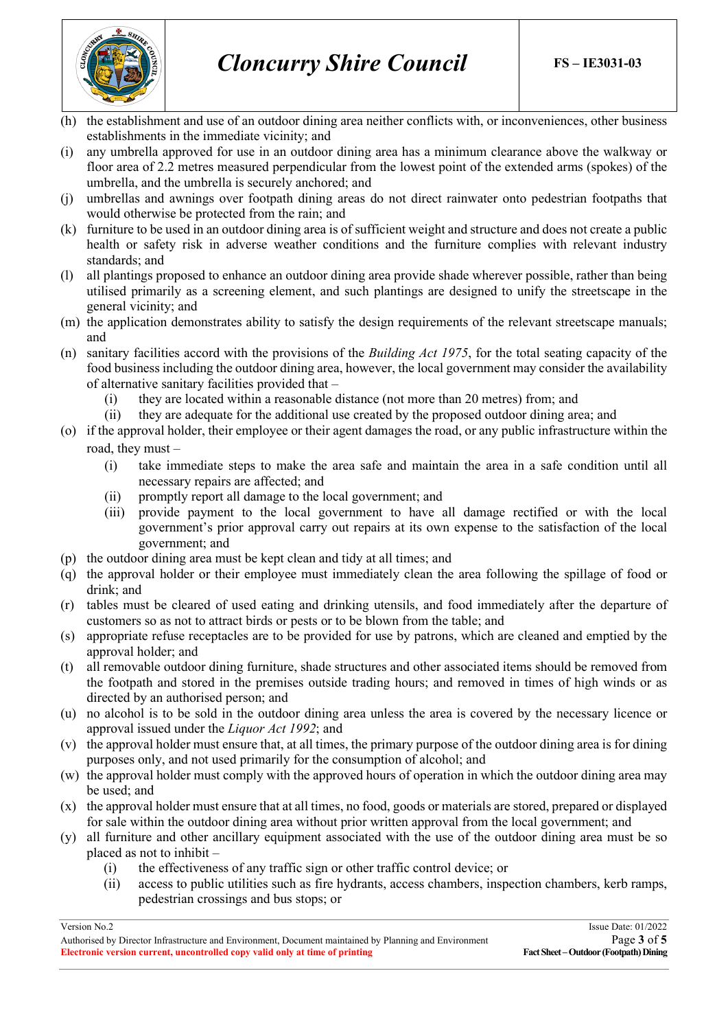(h) the establishment and use of an outdoor dining area neither conflicts with, or inconveniences, other business establishments in the immediate vicinity; and

(i) any umbrella approved for use in an outdoor dining area has a minimum clearance above the walkway or floor area of 2.2 metres measured perpendicular from the lowest point of the extended arms (spokes) of the umbrella, and the umbrella is securely anchored; and

(j) umbrellas and awnings over footpath dining areas do not direct rainwater onto pedestrian footpaths that would otherwise be protected from the rain; and

(k) furniture to be used in an outdoor dining area is of sufficient weight and structure and does not create a public health or safety risk in adverse weather conditions and the furniture complies with relevant industry standards; and

(l) all plantings proposed to enhance an outdoor dining area provide shade wherever possible, rather than being utilised primarily as a screening element, and such plantings are designed to unify the streetscape in the general vicinity; and

(m) the application demonstrates ability to satisfy the design requirements of the relevant streetscape manuals; and

(n) sanitary facilities accord with the provisions of the *Building Act 1975*, for the total seating capacity of the food business including the outdoor dining area, however, the local government may consider the availability of alternative sanitary facilities provided that –
   - (i) they are located within a reasonable distance (not more than 20 metres) from; and
   - (ii) they are adequate for the additional use created by the proposed outdoor dining area; and

(o) if the approval holder, their employee or their agent damages the road, or any public infrastructure within the road, they must –
   - (i) take immediate steps to make the area safe and maintain the area in a safe condition until all necessary repairs are affected; and
   - (ii) promptly report all damage to the local government; and
   - (iii) provide payment to the local government to have all damage rectified or with the local government's prior approval carry out repairs at its own expense to the satisfaction of the local government; and

(p) the outdoor dining area must be kept clean and tidy at all times; and

(q) the approval holder or their employee must immediately clean the area following the spillage of food or drink; and

(r) tables must be cleared of used eating and drinking utensils, and food immediately after the departure of customers so as not to attract birds or pests or to be blown from the table; and

(s) appropriate refuse receptacles are to be provided for use by patrons, which are cleaned and emptied by the approval holder; and

(t) all removable outdoor dining furniture, shade structures and other associated items should be removed from the footpath and stored in the premises outside trading hours; and removed in times of high winds or as directed by an authorised person; and

(u) no alcohol is to be sold in the outdoor dining area unless the area is covered by the necessary licence or approval issued under the *Liquor Act 1992*; and

(v) the approval holder must ensure that, at all times, the primary purpose of the outdoor dining area is for dining purposes only, and not used primarily for the consumption of alcohol; and

(w) the approval holder must comply with the approved hours of operation in which the outdoor dining area may be used; and

(x) the approval holder must ensure that at all times, no food, goods or materials are stored, prepared or displayed for sale within the outdoor dining area without prior written approval from the local government; and

(y) all furniture and other ancillary equipment associated with the use of the outdoor dining area must be so placed as not to inhibit –
   - (i) the effectiveness of any traffic sign or other traffic control device; or
   - (ii) access to public utilities such as fire hydrants, access chambers, inspection chambers, kerb ramps, pedestrian crossings and bus stops; or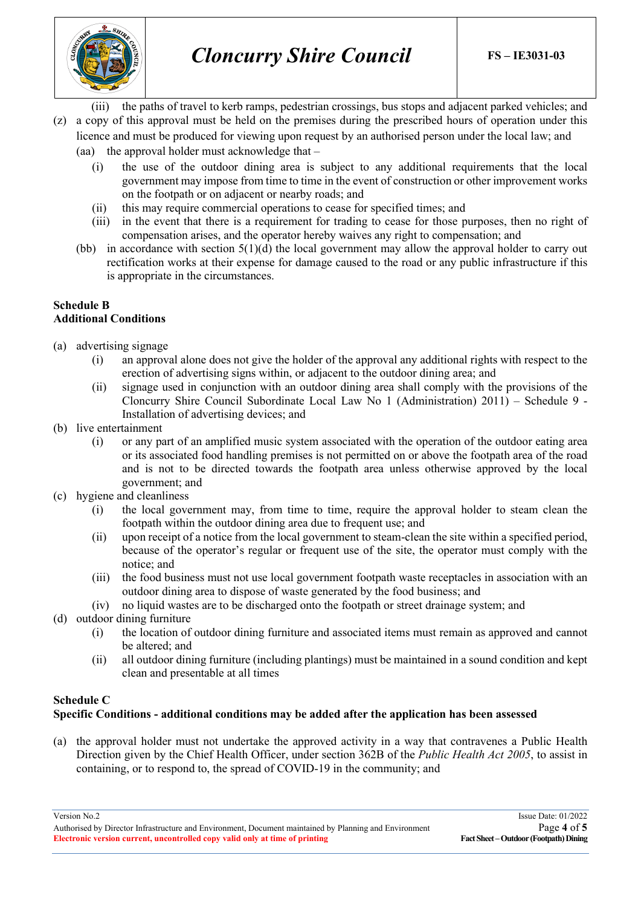(iii) the paths of travel to kerb ramps, pedestrian crossings, bus stops and adjacent parked vehicles; and

(z) a copy of this approval must be held on the premises during the prescribed hours of operation under this licence and must be produced for viewing upon request by an authorised person under the local law; and

(aa) the approval holder must acknowledge that –

- (i) the use of the outdoor dining area is subject to any additional requirements that the local government may impose from time to time in the event of construction or other improvement works on the footpath or on adjacent or nearby roads; and
- (ii) this may require commercial operations to cease for specified times; and
- (iii) in the event that there is a requirement for trading to cease for those purposes, then no right of compensation arises, and the operator hereby waives any right to compensation; and

(bb) in accordance with section 5(1)(d) the local government may allow the approval holder to carry out rectification works at their expense for damage caused to the road or any public infrastructure if this is appropriate in the circumstances.

**Schedule B**
**Additional Conditions**

(a) advertising signage

- (i) an approval alone does not give the holder of the approval any additional rights with respect to the erection of advertising signs within, or adjacent to the outdoor dining area; and
- (ii) signage used in conjunction with an outdoor dining area shall comply with the provisions of the Cloncurry Shire Council Subordinate Local Law No 1 (Administration) 2011) – Schedule 9 - Installation of advertising devices; and

(b) live entertainment

- (i) or any part of an amplified music system associated with the operation of the outdoor eating area or its associated food handling premises is not permitted on or above the footpath area of the road and is not to be directed towards the footpath area unless otherwise approved by the local government; and

(c) hygiene and cleanliness

- (i) the local government may, from time to time, require the approval holder to steam clean the footpath within the outdoor dining area due to frequent use; and
- (ii) upon receipt of a notice from the local government to steam-clean the site within a specified period, because of the operator's regular or frequent use of the site, the operator must comply with the notice; and
- (iii) the food business must not use local government footpath waste receptacles in association with an outdoor dining area to dispose of waste generated by the food business; and
- (iv) no liquid wastes are to be discharged onto the footpath or street drainage system; and

(d) outdoor dining furniture

- (i) the location of outdoor dining furniture and associated items must remain as approved and cannot be altered; and
- (ii) all outdoor dining furniture (including plantings) must be maintained in a sound condition and kept clean and presentable at all times

**Schedule C**
**Specific Conditions - additional conditions may be added after the application has been assessed**

(a) the approval holder must not undertake the approved activity in a way that contravenes a Public Health Direction given by the Chief Health Officer, under section 362B of the *Public Health Act 2005*, to assist in containing, or to respond to, the spread of COVID-19 in the community; and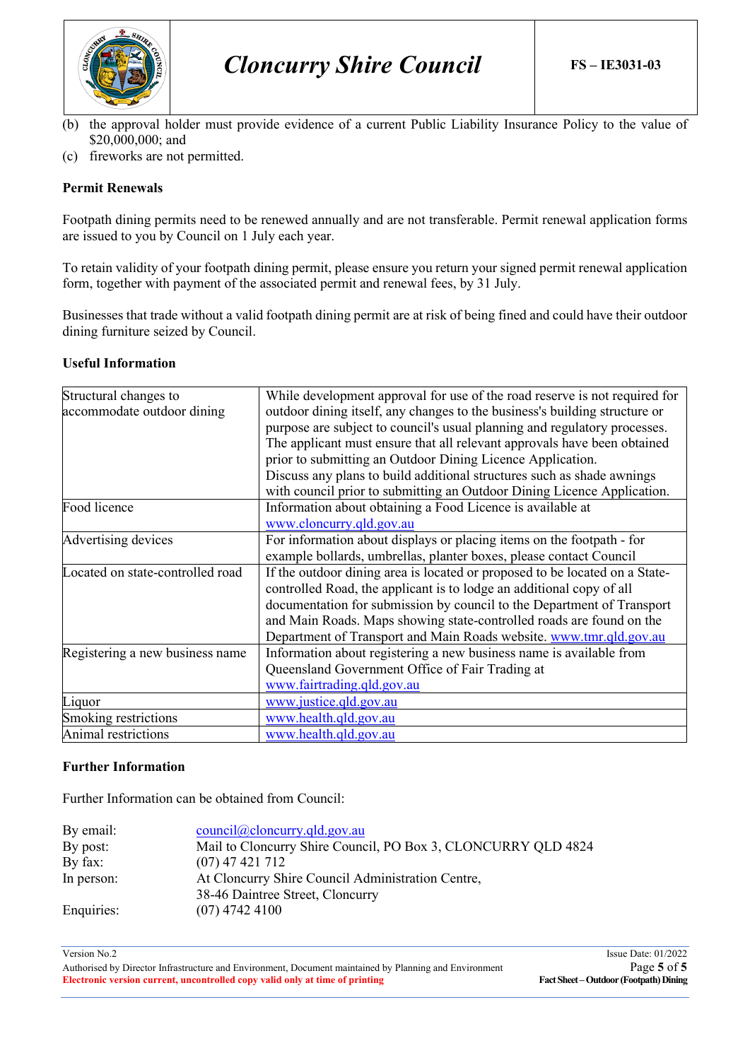(b) the approval holder must provide evidence of a current Public Liability Insurance Policy to the value of $20,000,000; and

(c) fireworks are not permitted.

**Permit Renewals**

Footpath dining permits need to be renewed annually and are not transferable. Permit renewal application forms are issued to you by Council on 1 July each year.

To retain validity of your footpath dining permit, please ensure you return your signed permit renewal application form, together with payment of the associated permit and renewal fees, by 31 July.

Businesses that trade without a valid footpath dining permit are at risk of being fined and could have their outdoor dining furniture seized by Council.

**Useful Information**

| | |
|---|---|
| Structural changes to accommodate outdoor dining | While development approval for use of the road reserve is not required for outdoor dining itself, any changes to the business's building structure or purpose are subject to council's usual planning and regulatory processes. The applicant must ensure that all relevant approvals have been obtained prior to submitting an Outdoor Dining Licence Application. Discuss any plans to build additional structures such as shade awnings with council prior to submitting an Outdoor Dining Licence Application. |
| Food licence | Information about obtaining a Food Licence is available at www.cloncurry.qld.gov.au |
| Advertising devices | For information about displays or placing items on the footpath - for example bollards, umbrellas, planter boxes, please contact Council |
| Located on state-controlled road | If the outdoor dining area is located or proposed to be located on a State-controlled Road, the applicant is to lodge an additional copy of all documentation for submission by council to the Department of Transport and Main Roads. Maps showing state-controlled roads are found on the Department of Transport and Main Roads website. www.tmr.qld.gov.au |
| Registering a new business name | Information about registering a new business name is available from Queensland Government Office of Fair Trading at www.fairtrading.qld.gov.au |
| Liquor | www.justice.qld.gov.au |
| Smoking restrictions | www.health.qld.gov.au |
| Animal restrictions | www.health.qld.gov.au |

**Further Information**

Further Information can be obtained from Council:

| | |
|---|---|
| By email: | council@cloncurry.qld.gov.au |
| By post: | Mail to Cloncurry Shire Council, PO Box 3, CLONCURRY QLD 4824 |
| By fax: | (07) 47 421 712 |
| In person: | At Cloncurry Shire Council Administration Centre, 38-46 Daintree Street, Cloncurry |
| Enquiries: | (07) 4742 4100 |